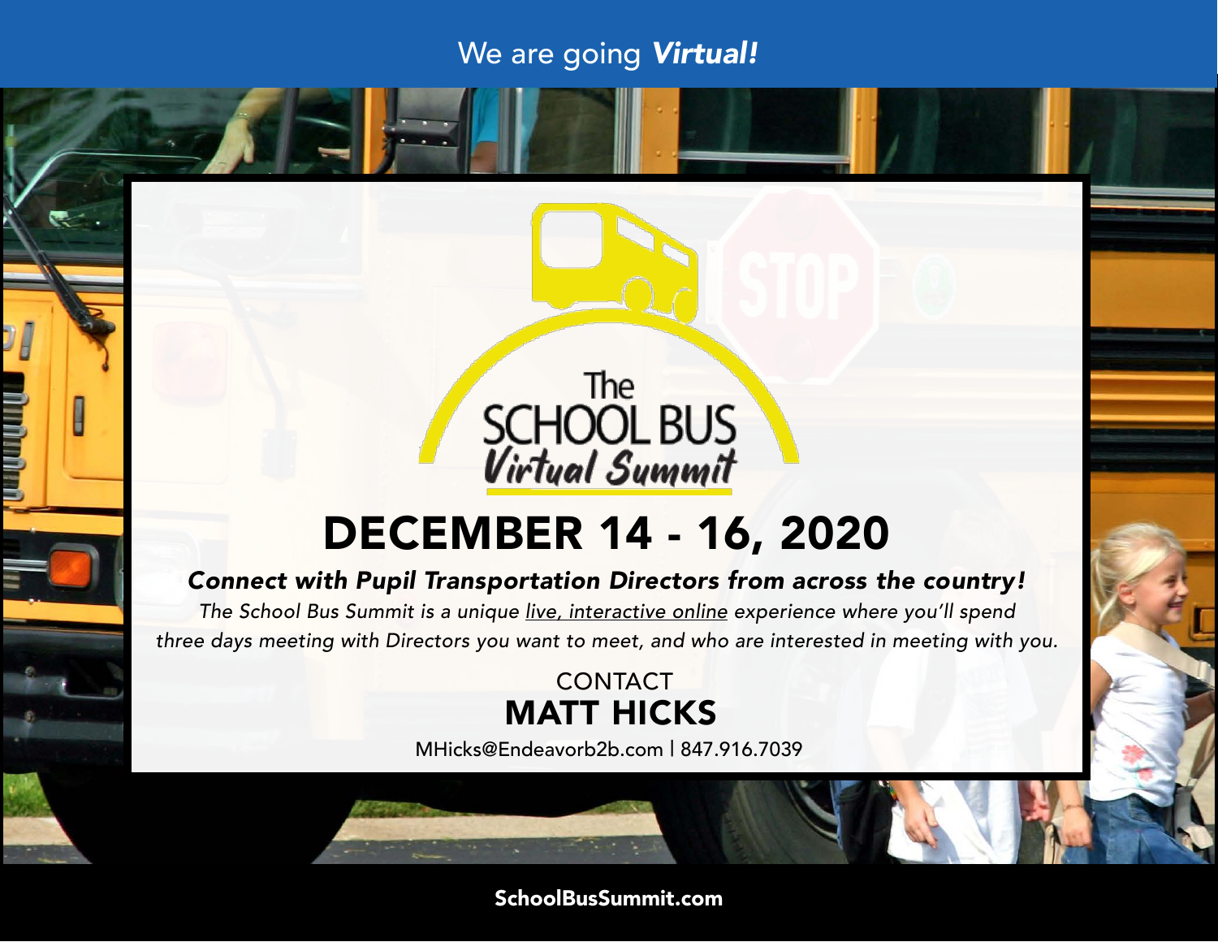We are going ***Virtual!***

The
SCHOOL BUS
*Virtual Summit*

# DECEMBER 14 - 16, 2020

***Connect with Pupil Transportation Directors from across the country!***

*The School Bus Summit is a unique live, interactive online experience where you'll spend three days meeting with Directors you want to meet, and who are interested in meeting with you.*

CONTACT

**MATT HICKS**

MHicks@Endeavorb2b.com | 847.916.7039

**SchoolBusSummit.com**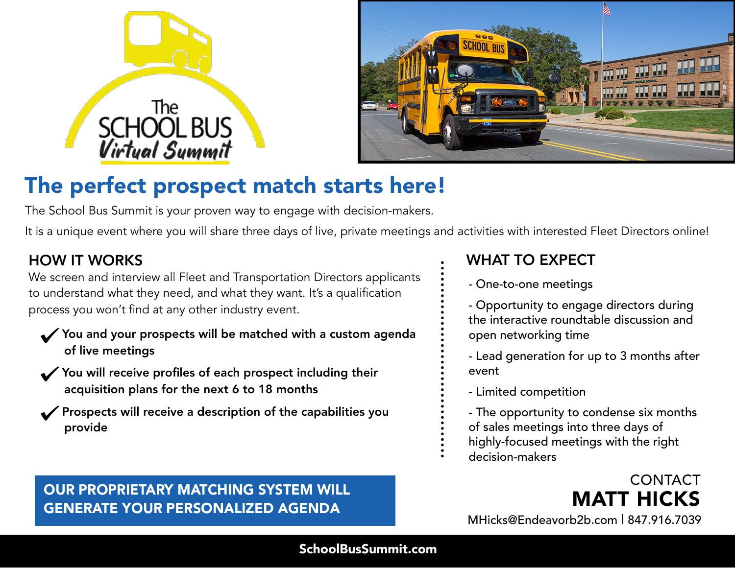The School Bus Virtual Summit

# The perfect prospect match starts here!

The School Bus Summit is your proven way to engage with decision-makers.

It is a unique event where you will share three days of live, private meetings and activities with interested Fleet Directors online!

## HOW IT WORKS

We screen and interview all Fleet and Transportation Directors applicants to understand what they need, and what they want. It's a qualification process you won't find at any other industry event.

- ✔ **You and your prospects will be matched with a custom agenda of live meetings**
- ✔ **You will receive profiles of each prospect including their acquisition plans for the next 6 to 18 months**
- ✔ **Prospects will receive a description of the capabilities you provide**

**OUR PROPRIETARY MATCHING SYSTEM WILL GENERATE YOUR PERSONALIZED AGENDA**

## WHAT TO EXPECT

- One-to-one meetings
- Opportunity to engage directors during the interactive roundtable discussion and open networking time
- Lead generation for up to 3 months after event
- Limited competition
- The opportunity to condense six months of sales meetings into three days of highly-focused meetings with the right decision-makers

CONTACT
**MATT HICKS**
MHicks@Endeavorb2b.com | 847.916.7039

**SchoolBusSummit.com**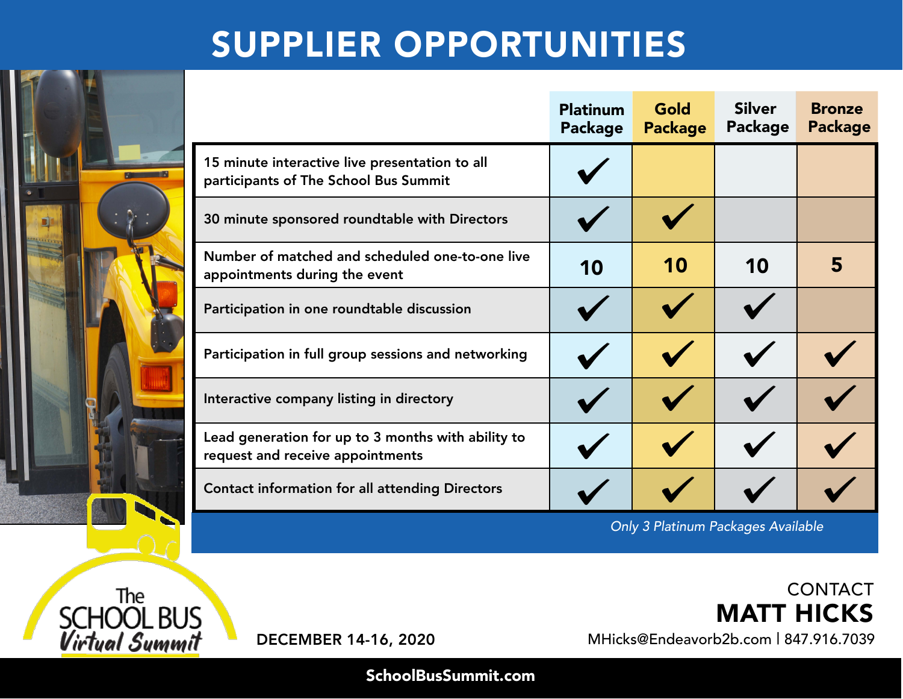# SUPPLIER OPPORTUNITIES

| | Platinum Package | Gold Package | Silver Package | Bronze Package |
|---|---|---|---|---|
| 15 minute interactive live presentation to all participants of The School Bus Summit | ✓ | | | |
| 30 minute sponsored roundtable with Directors | ✓ | ✓ | | |
| Number of matched and scheduled one-to-one live appointments during the event | 10 | 10 | 10 | 5 |
| Participation in one roundtable discussion | ✓ | ✓ | ✓ | |
| Participation in full group sessions and networking | ✓ | ✓ | ✓ | ✓ |
| Interactive company listing in directory | ✓ | ✓ | ✓ | ✓ |
| Lead generation for up to 3 months with ability to request and receive appointments | ✓ | ✓ | ✓ | ✓ |
| Contact information for all attending Directors | ✓ | ✓ | ✓ | ✓ |

*Only 3 Platinum Packages Available*

The SCHOOL BUS *Virtual Summit*

**DECEMBER 14-16, 2020**

CONTACT
**MATT HICKS**
MHicks@Endeavorb2b.com | 847.916.7039

**SchoolBusSummit.com**